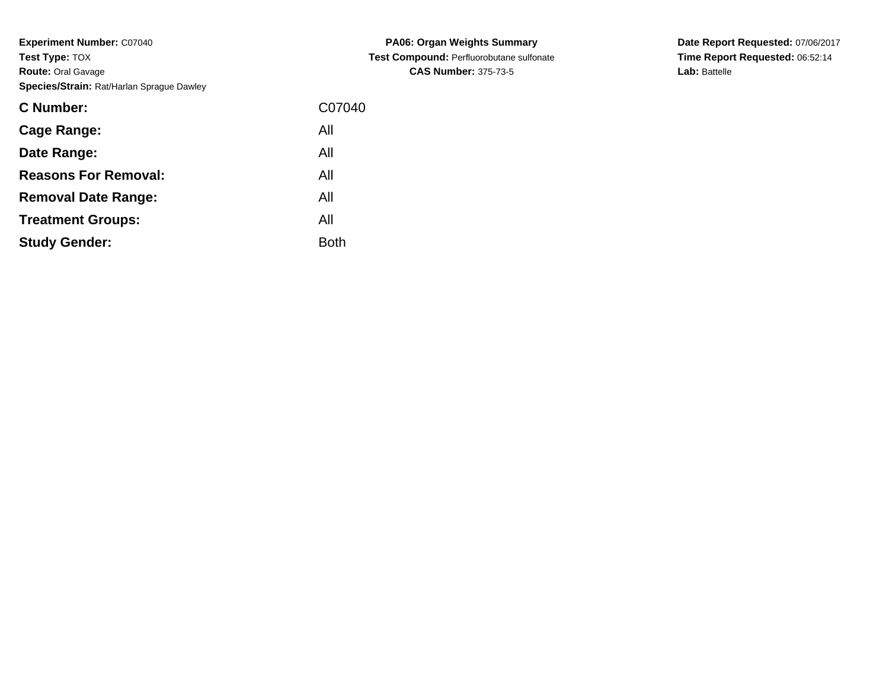**Experiment Number:** C07040
**Test Type:** TOX
**Route:** Oral Gavage
**Species/Strain:** Rat/Harlan Sprague Dawley

**PA06: Organ Weights Summary**
**Test Compound:** Perfluorobutane sulfonate
**CAS Number:** 375-73-5

**Date Report Requested:** 07/06/2017
**Time Report Requested:** 06:52:14
**Lab:** Battelle

| | |
|---|---|
| **C Number:** | C07040 |
| **Cage Range:** | All |
| **Date Range:** | All |
| **Reasons For Removal:** | All |
| **Removal Date Range:** | All |
| **Treatment Groups:** | All |
| **Study Gender:** | Both |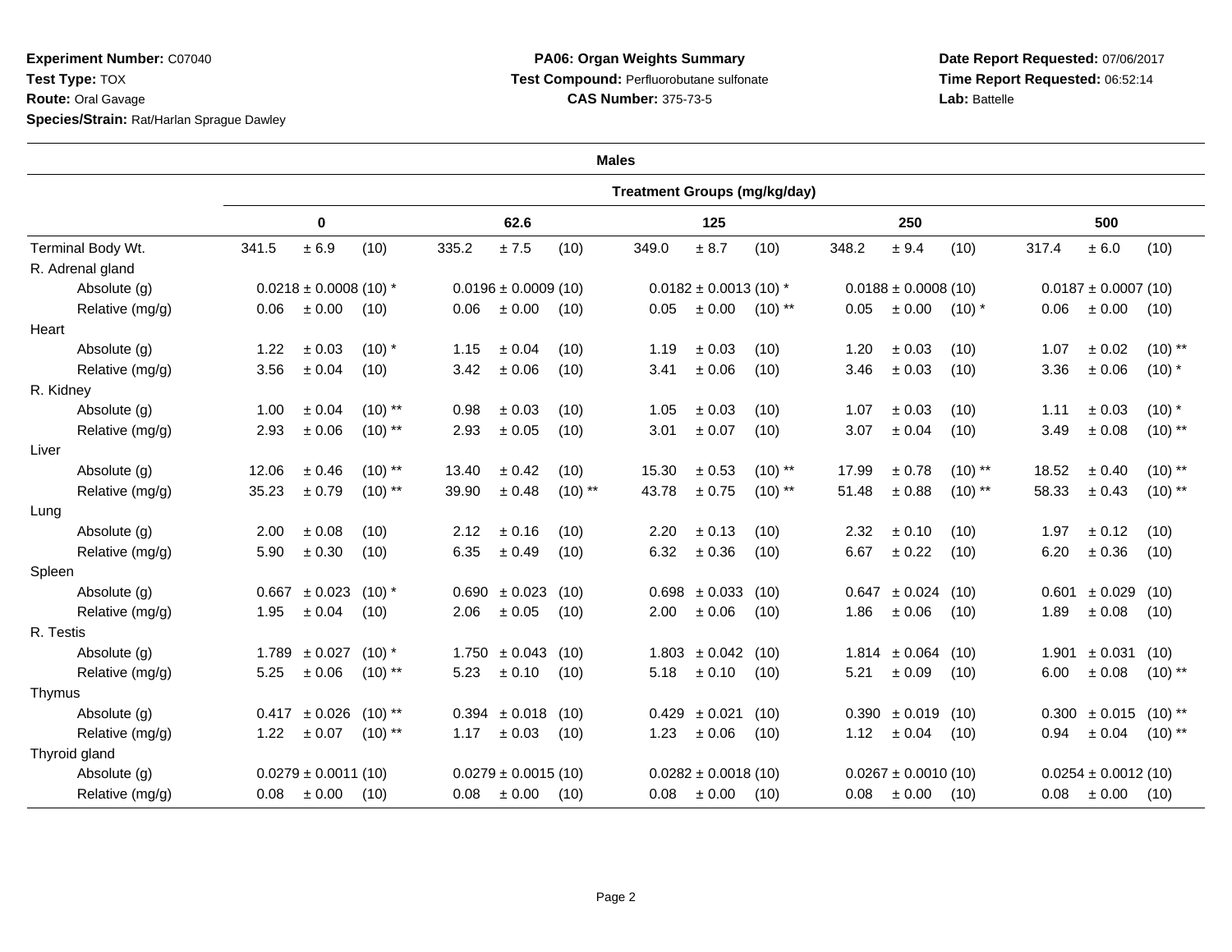**Experiment Number:** C07040
**Test Type:** TOX
**Route:** Oral Gavage
**Species/Strain:** Rat/Harlan Sprague Dawley

**PA06: Organ Weights Summary**
**Test Compound:** Perfluorobutane sulfonate
**CAS Number:** 375-73-5

**Date Report Requested:** 07/06/2017
**Time Report Requested:** 06:52:14
**Lab:** Battelle

**Males**

| | Treatment Groups (mg/kg/day) | | | | |
|---|---|---|---|---|---|
| | 0 | 62.6 | 125 | 250 | 500 |
| Terminal Body Wt. | 341.5 ± 6.9 (10) | 335.2 ± 7.5 (10) | 349.0 ± 8.7 (10) | 348.2 ± 9.4 (10) | 317.4 ± 6.0 (10) |
| R. Adrenal gland | | | | | |
| Absolute (g) | 0.0218 ± 0.0008 (10) * | 0.0196 ± 0.0009 (10) | 0.0182 ± 0.0013 (10) * | 0.0188 ± 0.0008 (10) | 0.0187 ± 0.0007 (10) |
| Relative (mg/g) | 0.06 ± 0.00 (10) | 0.06 ± 0.00 (10) | 0.05 ± 0.00 (10) ** | 0.05 ± 0.00 (10) * | 0.06 ± 0.00 (10) |
| Heart | | | | | |
| Absolute (g) | 1.22 ± 0.03 (10) * | 1.15 ± 0.04 (10) | 1.19 ± 0.03 (10) | 1.20 ± 0.03 (10) | 1.07 ± 0.02 (10) ** |
| Relative (mg/g) | 3.56 ± 0.04 (10) | 3.42 ± 0.06 (10) | 3.41 ± 0.06 (10) | 3.46 ± 0.03 (10) | 3.36 ± 0.06 (10) * |
| R. Kidney | | | | | |
| Absolute (g) | 1.00 ± 0.04 (10) ** | 0.98 ± 0.03 (10) | 1.05 ± 0.03 (10) | 1.07 ± 0.03 (10) | 1.11 ± 0.03 (10) * |
| Relative (mg/g) | 2.93 ± 0.06 (10) ** | 2.93 ± 0.05 (10) | 3.01 ± 0.07 (10) | 3.07 ± 0.04 (10) | 3.49 ± 0.08 (10) ** |
| Liver | | | | | |
| Absolute (g) | 12.06 ± 0.46 (10) ** | 13.40 ± 0.42 (10) | 15.30 ± 0.53 (10) ** | 17.99 ± 0.78 (10) ** | 18.52 ± 0.40 (10) ** |
| Relative (mg/g) | 35.23 ± 0.79 (10) ** | 39.90 ± 0.48 (10) ** | 43.78 ± 0.75 (10) ** | 51.48 ± 0.88 (10) ** | 58.33 ± 0.43 (10) ** |
| Lung | | | | | |
| Absolute (g) | 2.00 ± 0.08 (10) | 2.12 ± 0.16 (10) | 2.20 ± 0.13 (10) | 2.32 ± 0.10 (10) | 1.97 ± 0.12 (10) |
| Relative (mg/g) | 5.90 ± 0.30 (10) | 6.35 ± 0.49 (10) | 6.32 ± 0.36 (10) | 6.67 ± 0.22 (10) | 6.20 ± 0.36 (10) |
| Spleen | | | | | |
| Absolute (g) | 0.667 ± 0.023 (10) * | 0.690 ± 0.023 (10) | 0.698 ± 0.033 (10) | 0.647 ± 0.024 (10) | 0.601 ± 0.029 (10) |
| Relative (mg/g) | 1.95 ± 0.04 (10) | 2.06 ± 0.05 (10) | 2.00 ± 0.06 (10) | 1.86 ± 0.06 (10) | 1.89 ± 0.08 (10) |
| R. Testis | | | | | |
| Absolute (g) | 1.789 ± 0.027 (10) * | 1.750 ± 0.043 (10) | 1.803 ± 0.042 (10) | 1.814 ± 0.064 (10) | 1.901 ± 0.031 (10) |
| Relative (mg/g) | 5.25 ± 0.06 (10) ** | 5.23 ± 0.10 (10) | 5.18 ± 0.10 (10) | 5.21 ± 0.09 (10) | 6.00 ± 0.08 (10) ** |
| Thymus | | | | | |
| Absolute (g) | 0.417 ± 0.026 (10) ** | 0.394 ± 0.018 (10) | 0.429 ± 0.021 (10) | 0.390 ± 0.019 (10) | 0.300 ± 0.015 (10) ** |
| Relative (mg/g) | 1.22 ± 0.07 (10) ** | 1.17 ± 0.03 (10) | 1.23 ± 0.06 (10) | 1.12 ± 0.04 (10) | 0.94 ± 0.04 (10) ** |
| Thyroid gland | | | | | |
| Absolute (g) | 0.0279 ± 0.0011 (10) | 0.0279 ± 0.0015 (10) | 0.0282 ± 0.0018 (10) | 0.0267 ± 0.0010 (10) | 0.0254 ± 0.0012 (10) |
| Relative (mg/g) | 0.08 ± 0.00 (10) | 0.08 ± 0.00 (10) | 0.08 ± 0.00 (10) | 0.08 ± 0.00 (10) | 0.08 ± 0.00 (10) |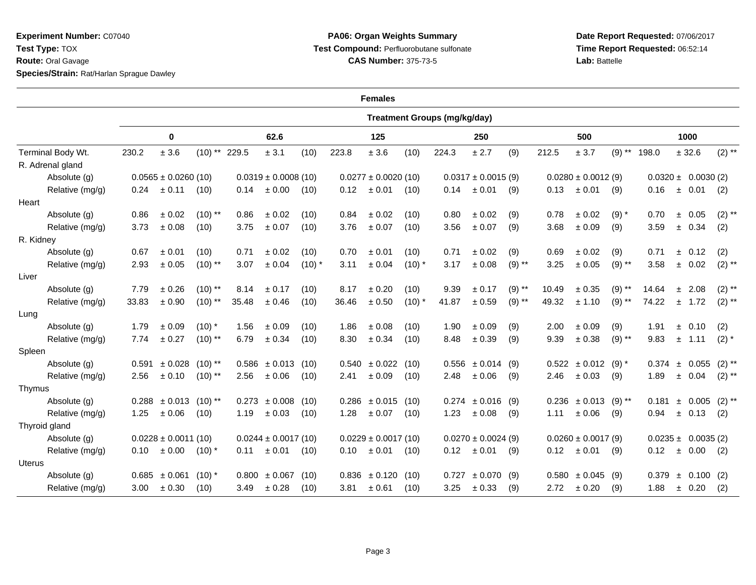**Experiment Number:** C07040
**Test Type:** TOX
**Route:** Oral Gavage
**Species/Strain:** Rat/Harlan Sprague Dawley

**PA06: Organ Weights Summary**
**Test Compound:** Perfluorobutane sulfonate
**CAS Number:** 375-73-5

**Date Report Requested:** 07/06/2017
**Time Report Requested:** 06:52:14
**Lab:** Battelle

**Females**

| | Treatment Groups (mg/kg/day) | | | | | |
|---|---|---|---|---|---|---|
| | 0 | 62.6 | 125 | 250 | 500 | 1000 |
| Terminal Body Wt. | 230.2 ± 3.6 (10) ** | 229.5 ± 3.1 (10) | 223.8 ± 3.6 (10) | 224.3 ± 2.7 (9) | 212.5 ± 3.7 (9) ** | 198.0 ± 32.6 (2) ** |
| R. Adrenal gland | | | | | | |
| Absolute (g) | 0.0565 ± 0.0260 (10) | 0.0319 ± 0.0008 (10) | 0.0277 ± 0.0020 (10) | 0.0317 ± 0.0015 (9) | 0.0280 ± 0.0012 (9) | 0.0320 ± 0.0030 (2) |
| Relative (mg/g) | 0.24 ± 0.11 (10) | 0.14 ± 0.00 (10) | 0.12 ± 0.01 (10) | 0.14 ± 0.01 (9) | 0.13 ± 0.01 (9) | 0.16 ± 0.01 (2) |
| Heart | | | | | | |
| Absolute (g) | 0.86 ± 0.02 (10) ** | 0.86 ± 0.02 (10) | 0.84 ± 0.02 (10) | 0.80 ± 0.02 (9) | 0.78 ± 0.02 (9) * | 0.70 ± 0.05 (2) ** |
| Relative (mg/g) | 3.73 ± 0.08 (10) | 3.75 ± 0.07 (10) | 3.76 ± 0.07 (10) | 3.56 ± 0.07 (9) | 3.68 ± 0.09 (9) | 3.59 ± 0.34 (2) |
| R. Kidney | | | | | | |
| Absolute (g) | 0.67 ± 0.01 (10) | 0.71 ± 0.02 (10) | 0.70 ± 0.01 (10) | 0.71 ± 0.02 (9) | 0.69 ± 0.02 (9) | 0.71 ± 0.12 (2) |
| Relative (mg/g) | 2.93 ± 0.05 (10) ** | 3.07 ± 0.04 (10) * | 3.11 ± 0.04 (10) * | 3.17 ± 0.08 (9) ** | 3.25 ± 0.05 (9) ** | 3.58 ± 0.02 (2) ** |
| Liver | | | | | | |
| Absolute (g) | 7.79 ± 0.26 (10) ** | 8.14 ± 0.17 (10) | 8.17 ± 0.20 (10) | 9.39 ± 0.17 (9) ** | 10.49 ± 0.35 (9) ** | 14.64 ± 2.08 (2) ** |
| Relative (mg/g) | 33.83 ± 0.90 (10) ** | 35.48 ± 0.46 (10) | 36.46 ± 0.50 (10) * | 41.87 ± 0.59 (9) ** | 49.32 ± 1.10 (9) ** | 74.22 ± 1.72 (2) ** |
| Lung | | | | | | |
| Absolute (g) | 1.79 ± 0.09 (10) * | 1.56 ± 0.09 (10) | 1.86 ± 0.08 (10) | 1.90 ± 0.09 (9) | 2.00 ± 0.09 (9) | 1.91 ± 0.10 (2) |
| Relative (mg/g) | 7.74 ± 0.27 (10) ** | 6.79 ± 0.34 (10) | 8.30 ± 0.34 (10) | 8.48 ± 0.39 (9) | 9.39 ± 0.38 (9) ** | 9.83 ± 1.11 (2) * |
| Spleen | | | | | | |
| Absolute (g) | 0.591 ± 0.028 (10) ** | 0.586 ± 0.013 (10) | 0.540 ± 0.022 (10) | 0.556 ± 0.014 (9) | 0.522 ± 0.012 (9) * | 0.374 ± 0.055 (2) ** |
| Relative (mg/g) | 2.56 ± 0.10 (10) ** | 2.56 ± 0.06 (10) | 2.41 ± 0.09 (10) | 2.48 ± 0.06 (9) | 2.46 ± 0.03 (9) | 1.89 ± 0.04 (2) ** |
| Thymus | | | | | | |
| Absolute (g) | 0.288 ± 0.013 (10) ** | 0.273 ± 0.008 (10) | 0.286 ± 0.015 (10) | 0.274 ± 0.016 (9) | 0.236 ± 0.013 (9) ** | 0.181 ± 0.005 (2) ** |
| Relative (mg/g) | 1.25 ± 0.06 (10) | 1.19 ± 0.03 (10) | 1.28 ± 0.07 (10) | 1.23 ± 0.08 (9) | 1.11 ± 0.06 (9) | 0.94 ± 0.13 (2) |
| Thyroid gland | | | | | | |
| Absolute (g) | 0.0228 ± 0.0011 (10) | 0.0244 ± 0.0017 (10) | 0.0229 ± 0.0017 (10) | 0.0270 ± 0.0024 (9) | 0.0260 ± 0.0017 (9) | 0.0235 ± 0.0035 (2) |
| Relative (mg/g) | 0.10 ± 0.00 (10) * | 0.11 ± 0.01 (10) | 0.10 ± 0.01 (10) | 0.12 ± 0.01 (9) | 0.12 ± 0.01 (9) | 0.12 ± 0.00 (2) |
| Uterus | | | | | | |
| Absolute (g) | 0.685 ± 0.061 (10) * | 0.800 ± 0.067 (10) | 0.836 ± 0.120 (10) | 0.727 ± 0.070 (9) | 0.580 ± 0.045 (9) | 0.379 ± 0.100 (2) |
| Relative (mg/g) | 3.00 ± 0.30 (10) | 3.49 ± 0.28 (10) | 3.81 ± 0.61 (10) | 3.25 ± 0.33 (9) | 2.72 ± 0.20 (9) | 1.88 ± 0.20 (2) |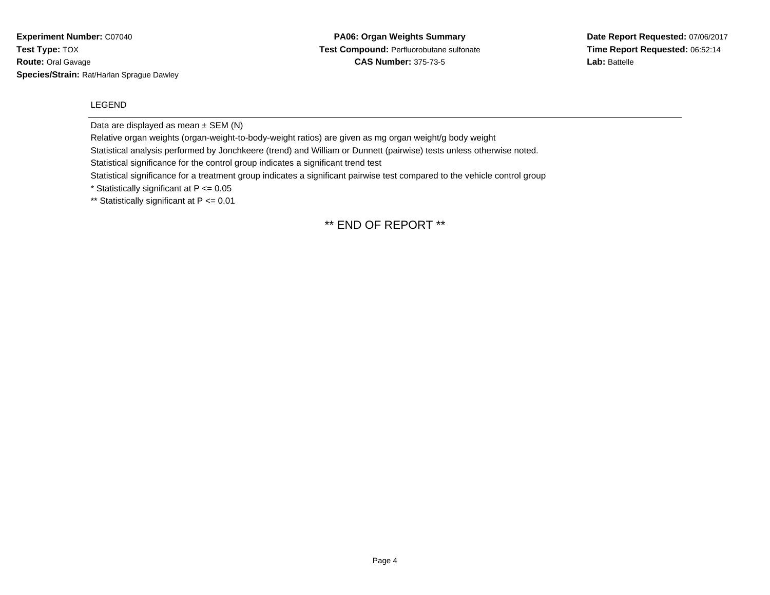**Experiment Number:** C07040
**Test Type:** TOX
**Route:** Oral Gavage
**Species/Strain:** Rat/Harlan Sprague Dawley

**PA06: Organ Weights Summary**
**Test Compound:** Perfluorobutane sulfonate
**CAS Number:** 375-73-5

**Date Report Requested:** 07/06/2017
**Time Report Requested:** 06:52:14
**Lab:** Battelle

LEGEND

Data are displayed as mean ± SEM (N)

Relative organ weights (organ-weight-to-body-weight ratios) are given as mg organ weight/g body weight

Statistical analysis performed by Jonchkeere (trend) and William or Dunnett (pairwise) tests unless otherwise noted.

Statistical significance for the control group indicates a significant trend test

Statistical significance for a treatment group indicates a significant pairwise test compared to the vehicle control group

* Statistically significant at P <= 0.05

** Statistically significant at P <= 0.01

** END OF REPORT **